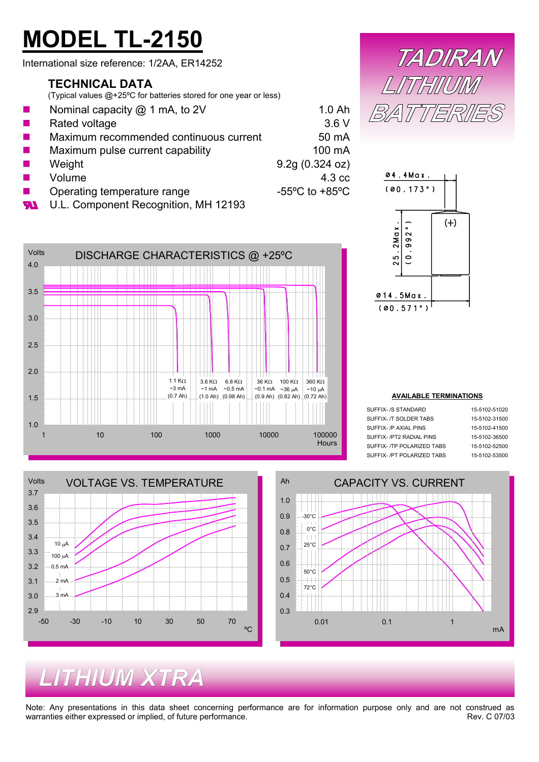# MODEL TL-2150

International size reference: 1/2AA, ER14252

TADIRAN LITHIUM BATTERIES

## TECHNICAL DATA

(Typical values @+25ºC for batteries stored for one year or less)

| | |
|---|---|
| Nominal capacity @ 1 mA, to 2V | 1.0 Ah |
| Rated voltage | 3.6 V |
| Maximum recommended continuous current | 50 mA |
| Maximum pulse current capability | 100 mA |
| Weight | 9.2g (0.324 oz) |
| Volume | 4.3 cc |
| Operating temperature range | -55ºC to +85ºC |

U.L. Component Recognition, MH 12193

Ø4.4Max. (Ø0.173")

25.2Max. (0.992")

(+)

Ø14.5Max. (Ø0.571")

### DISCHARGE CHARACTERISTICS @ +25ºC

Volts: 4.0, 3.5, 3.0, 2.5, 2.0, 1.5, 1.0

Hours: 1, 10, 100, 1000, 10000, 100000

| 1.1 KΩ | 3.6 KΩ | 6.8 KΩ | 36 KΩ | 100 KΩ | 360 KΩ |
|---|---|---|---|---|---|
| ~3 mA | ~1 mA | ~0.5 mA | ~0.1 mA | ~36 µA | ~10 µA |
| (0.7 Ah) | (1.0 Ah) | (0.98 Ah) | (0.9 Ah) | (0.82 Ah) | (0.72 Ah) |

### AVAILABLE TERMINATIONS

| | |
|---|---|
| SUFFIX- /S STANDARD | 15-5102-51020 |
| SUFFIX- /T SOLDER TABS | 15-5102-31500 |
| SUFFIX- /P AXIAL PINS | 15-5102-41500 |
| SUFFIX- /PT2 RADIAL PINS | 15-5102-36500 |
| SUFFIX- /TP POLARIZED TABS | 15-5102-52500 |
| SUFFIX- /PT POLARIZED TABS | 15-5102-53500 |

### VOLTAGE VS. TEMPERATURE

Volts: 3.7, 3.6, 3.5, 3.4, 3.3, 3.2, 3.1, 3.0, 2.9

ºC: -50, -30, -10, 10, 30, 50, 70

Curves: 10 µA, 100 µA, 0.5 mA, 2 mA, 3 mA

### CAPACITY VS. CURRENT

Ah: 1.0, 0.9, 0.8, 0.7, 0.6, 0.5, 0.4, 0.3

mA: 0.01, 0.1, 1

Curves: -30°C, 0°C, 25°C, 50°C, 72°C

## LITHIUM XTRA

Note: Any presentations in this data sheet concerning performance are for information purpose only and are not construed as warranties either expressed or implied, of future performance.

Rev. C 07/03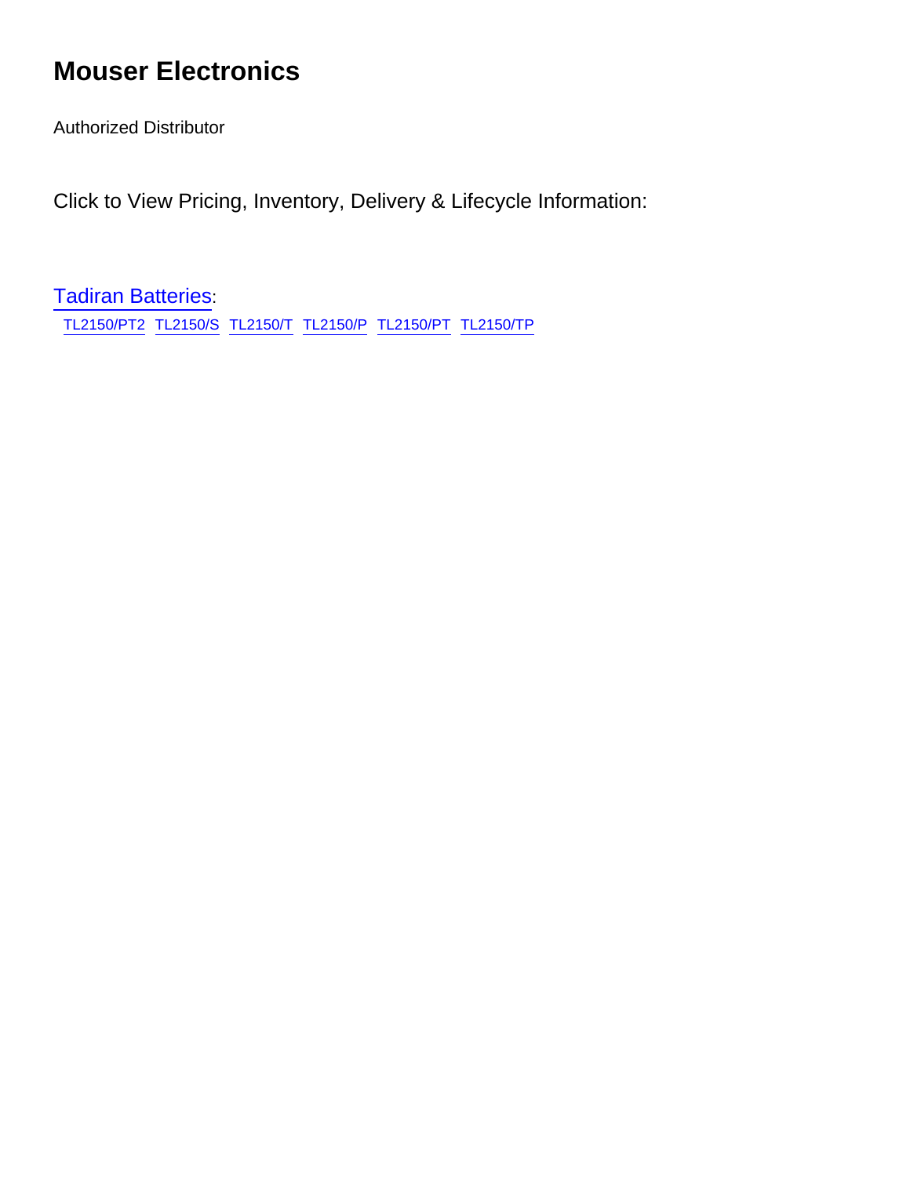# Mouser Electronics

Authorized Distributor

Click to View Pricing, Inventory, Delivery & Lifecycle Information:

Tadiran Batteries:

TL2150/PT2 TL2150/S TL2150/T TL2150/P TL2150/PT TL2150/TP